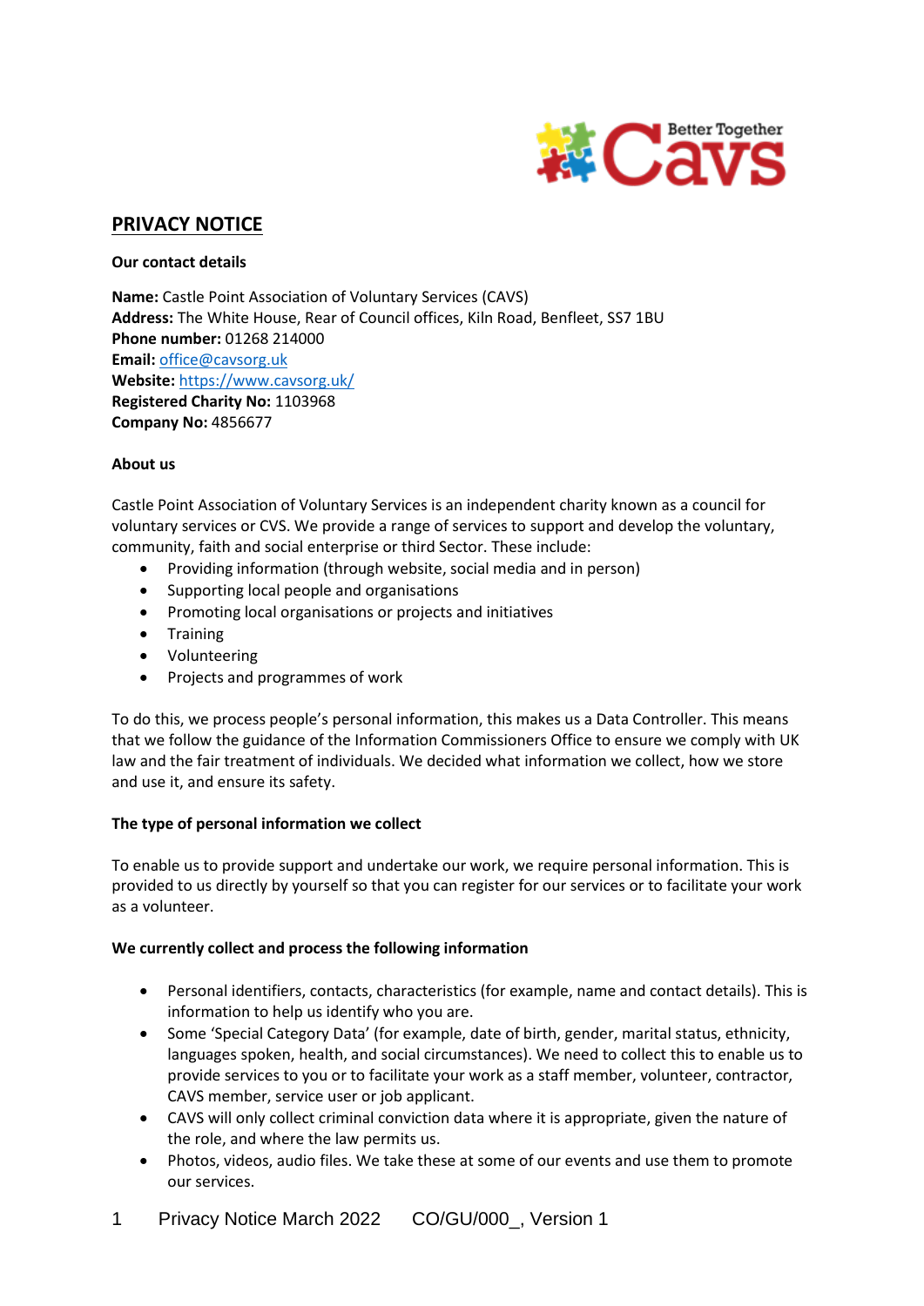# PRIVACY NOTICE

**Our contact details**

**Name:** Castle Point Association of Voluntary Services (CAVS)
**Address:** The White House, Rear of Council offices, Kiln Road, Benfleet, SS7 1BU
**Phone number:** 01268 214000
**Email:** office@cavsorg.uk
**Website:** https://www.cavsorg.uk/
**Registered Charity No:** 1103968
**Company No:** 4856677

**About us**

Castle Point Association of Voluntary Services is an independent charity known as a council for voluntary services or CVS. We provide a range of services to support and develop the voluntary, community, faith and social enterprise or third Sector. These include:

- Providing information (through website, social media and in person)
- Supporting local people and organisations
- Promoting local organisations or projects and initiatives
- Training
- Volunteering
- Projects and programmes of work

To do this, we process people's personal information, this makes us a Data Controller. This means that we follow the guidance of the Information Commissioners Office to ensure we comply with UK law and the fair treatment of individuals. We decided what information we collect, how we store and use it, and ensure its safety.

**The type of personal information we collect**

To enable us to provide support and undertake our work, we require personal information. This is provided to us directly by yourself so that you can register for our services or to facilitate your work as a volunteer.

**We currently collect and process the following information**

- Personal identifiers, contacts, characteristics (for example, name and contact details). This is information to help us identify who you are.
- Some 'Special Category Data' (for example, date of birth, gender, marital status, ethnicity, languages spoken, health, and social circumstances). We need to collect this to enable us to provide services to you or to facilitate your work as a staff member, volunteer, contractor, CAVS member, service user or job applicant.
- CAVS will only collect criminal conviction data where it is appropriate, given the nature of the role, and where the law permits us.
- Photos, videos, audio files. We take these at some of our events and use them to promote our services.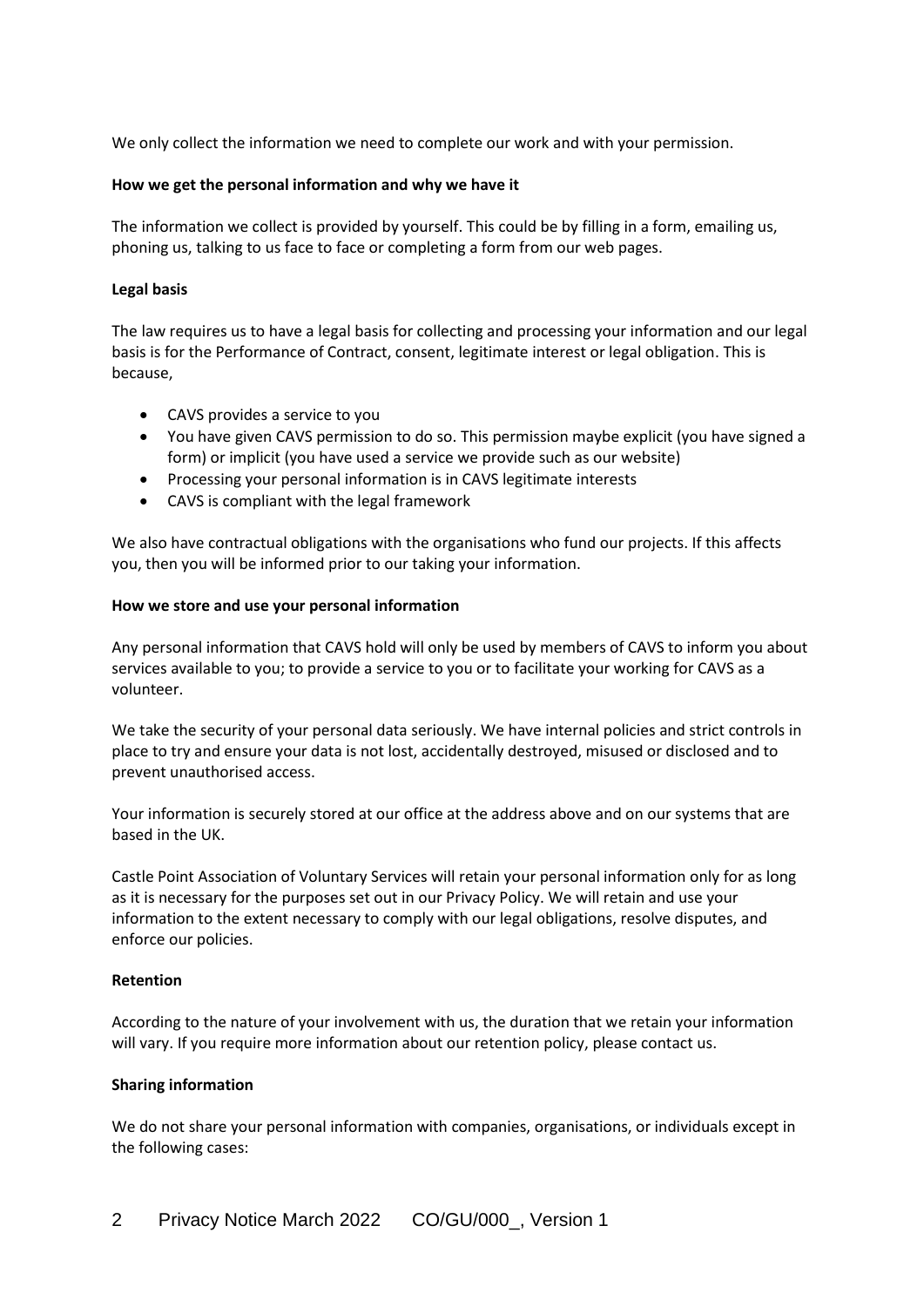We only collect the information we need to complete our work and with your permission.

**How we get the personal information and why we have it**

The information we collect is provided by yourself. This could be by filling in a form, emailing us, phoning us, talking to us face to face or completing a form from our web pages.

**Legal basis**

The law requires us to have a legal basis for collecting and processing your information and our legal basis is for the Performance of Contract, consent, legitimate interest or legal obligation. This is because,

- CAVS provides a service to you
- You have given CAVS permission to do so. This permission maybe explicit (you have signed a form) or implicit (you have used a service we provide such as our website)
- Processing your personal information is in CAVS legitimate interests
- CAVS is compliant with the legal framework

We also have contractual obligations with the organisations who fund our projects. If this affects you, then you will be informed prior to our taking your information.

**How we store and use your personal information**

Any personal information that CAVS hold will only be used by members of CAVS to inform you about services available to you; to provide a service to you or to facilitate your working for CAVS as a volunteer.

We take the security of your personal data seriously. We have internal policies and strict controls in place to try and ensure your data is not lost, accidentally destroyed, misused or disclosed and to prevent unauthorised access.

Your information is securely stored at our office at the address above and on our systems that are based in the UK.

Castle Point Association of Voluntary Services will retain your personal information only for as long as it is necessary for the purposes set out in our Privacy Policy. We will retain and use your information to the extent necessary to comply with our legal obligations, resolve disputes, and enforce our policies.

**Retention**

According to the nature of your involvement with us, the duration that we retain your information will vary. If you require more information about our retention policy, please contact us.

**Sharing information**

We do not share your personal information with companies, organisations, or individuals except in the following cases: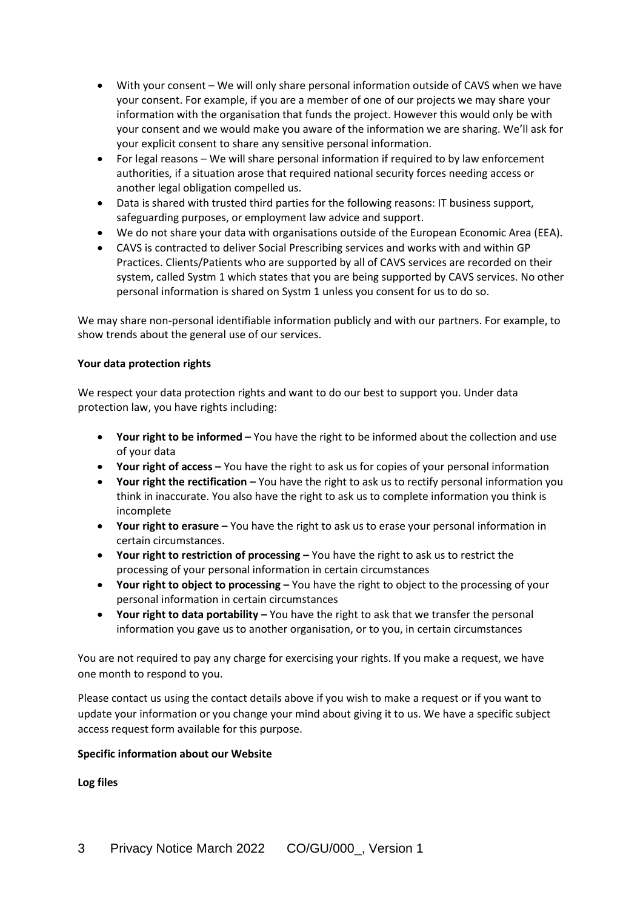- With your consent – We will only share personal information outside of CAVS when we have your consent. For example, if you are a member of one of our projects we may share your information with the organisation that funds the project. However this would only be with your consent and we would make you aware of the information we are sharing. We'll ask for your explicit consent to share any sensitive personal information.
- For legal reasons – We will share personal information if required to by law enforcement authorities, if a situation arose that required national security forces needing access or another legal obligation compelled us.
- Data is shared with trusted third parties for the following reasons: IT business support, safeguarding purposes, or employment law advice and support.
- We do not share your data with organisations outside of the European Economic Area (EEA).
- CAVS is contracted to deliver Social Prescribing services and works with and within GP Practices. Clients/Patients who are supported by all of CAVS services are recorded on their system, called Systm 1 which states that you are being supported by CAVS services. No other personal information is shared on Systm 1 unless you consent for us to do so.

We may share non-personal identifiable information publicly and with our partners. For example, to show trends about the general use of our services.

**Your data protection rights**

We respect your data protection rights and want to do our best to support you. Under data protection law, you have rights including:

- **Your right to be informed –** You have the right to be informed about the collection and use of your data
- **Your right of access –** You have the right to ask us for copies of your personal information
- **Your right the rectification –** You have the right to ask us to rectify personal information you think in inaccurate. You also have the right to ask us to complete information you think is incomplete
- **Your right to erasure –** You have the right to ask us to erase your personal information in certain circumstances.
- **Your right to restriction of processing –** You have the right to ask us to restrict the processing of your personal information in certain circumstances
- **Your right to object to processing –** You have the right to object to the processing of your personal information in certain circumstances
- **Your right to data portability –** You have the right to ask that we transfer the personal information you gave us to another organisation, or to you, in certain circumstances

You are not required to pay any charge for exercising your rights. If you make a request, we have one month to respond to you.

Please contact us using the contact details above if you wish to make a request or if you want to update your information or you change your mind about giving it to us. We have a specific subject access request form available for this purpose.

**Specific information about our Website**

**Log files**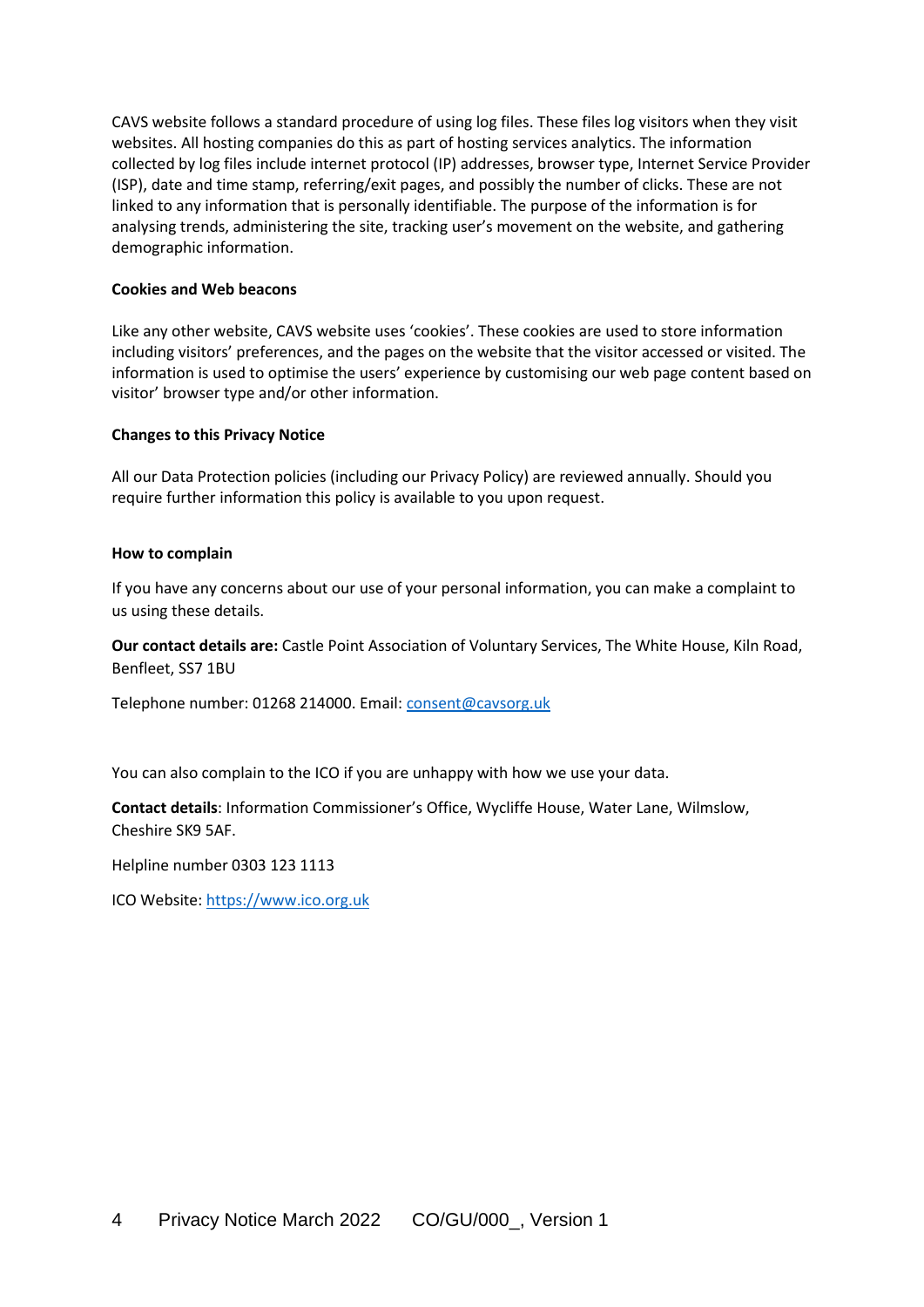CAVS website follows a standard procedure of using log files. These files log visitors when they visit websites. All hosting companies do this as part of hosting services analytics. The information collected by log files include internet protocol (IP) addresses, browser type, Internet Service Provider (ISP), date and time stamp, referring/exit pages, and possibly the number of clicks. These are not linked to any information that is personally identifiable. The purpose of the information is for analysing trends, administering the site, tracking user's movement on the website, and gathering demographic information.

**Cookies and Web beacons**

Like any other website, CAVS website uses 'cookies'. These cookies are used to store information including visitors' preferences, and the pages on the website that the visitor accessed or visited. The information is used to optimise the users' experience by customising our web page content based on visitor' browser type and/or other information.

**Changes to this Privacy Notice**

All our Data Protection policies (including our Privacy Policy) are reviewed annually. Should you require further information this policy is available to you upon request.

**How to complain**

If you have any concerns about our use of your personal information, you can make a complaint to us using these details.

**Our contact details are:** Castle Point Association of Voluntary Services, The White House, Kiln Road, Benfleet, SS7 1BU

Telephone number: 01268 214000. Email: consent@cavsorg.uk

You can also complain to the ICO if you are unhappy with how we use your data.

**Contact details**: Information Commissioner's Office, Wycliffe House, Water Lane, Wilmslow, Cheshire SK9 5AF.

Helpline number 0303 123 1113

ICO Website: https://www.ico.org.uk